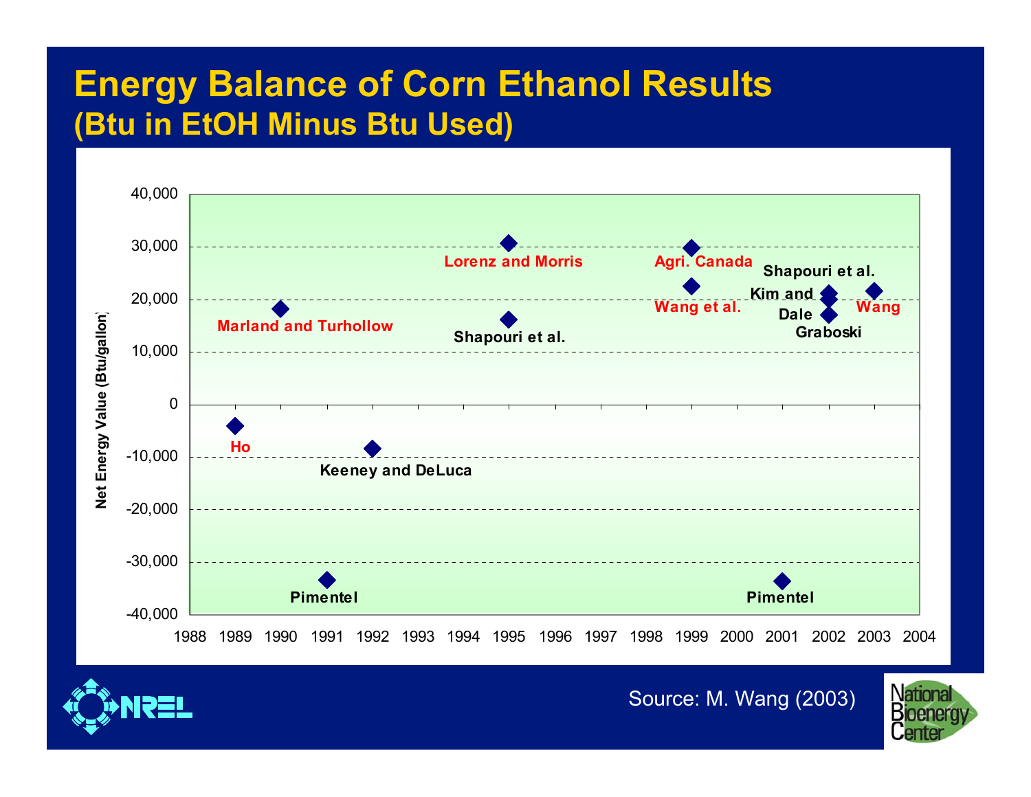# Energy Balance of Corn Ethanol Results
## (Btu in EtOH Minus Btu Used)

| Year | Study | Net Energy Value (Btu/gallon) |
|---|---|---|
| 1989 | Ho | approx. -4,000 |
| 1990 | Marland and Turhollow | approx. 18,000 |
| 1991 | Pimentel | approx. -33,500 |
| 1992 | Keeney and DeLuca | approx. -8,500 |
| 1995 | Lorenz and Morris | approx. 30,500 |
| 1995 | Shapouri et al. | approx. 16,000 |
| 1999 | Agri. Canada | approx. 29,500 |
| 1999 | Wang et al. | approx. 22,500 |
| 2001 | Pimentel | approx. -33,500 |
| 2002 | Shapouri et al. | approx. 21,000 |
| 2002 | Kim and Dale | approx. 20,000 |
| 2002 | Graboski | approx. 17,000 |
| 2003 | Wang | approx. 21,500 |

Source: M. Wang (2003)

NREL

National Bioenergy Center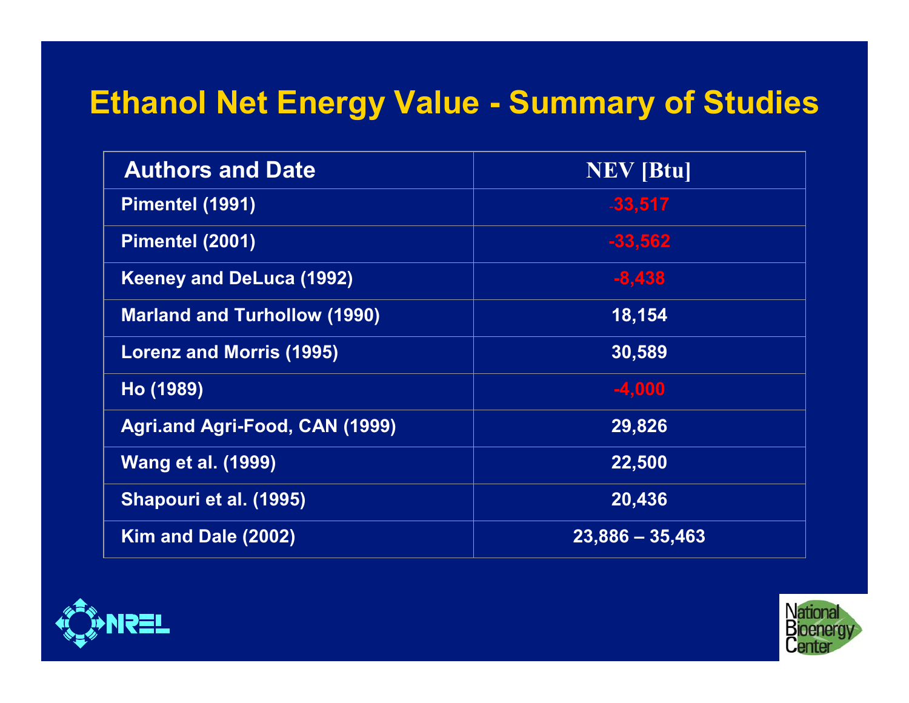# Ethanol Net Energy Value - Summary of Studies

| Authors and Date | NEV [Btu] |
|---|---|
| Pimentel (1991) | -33,517 |
| Pimentel (2001) | -33,562 |
| Keeney and DeLuca (1992) | -8,438 |
| Marland and Turhollow (1990) | 18,154 |
| Lorenz and Morris (1995) | 30,589 |
| Ho (1989) | -4,000 |
| Agri.and Agri-Food, CAN (1999) | 29,826 |
| Wang et al. (1999) | 22,500 |
| Shapouri et al. (1995) | 20,436 |
| Kim and Dale (2002) | 23,886 – 35,463 |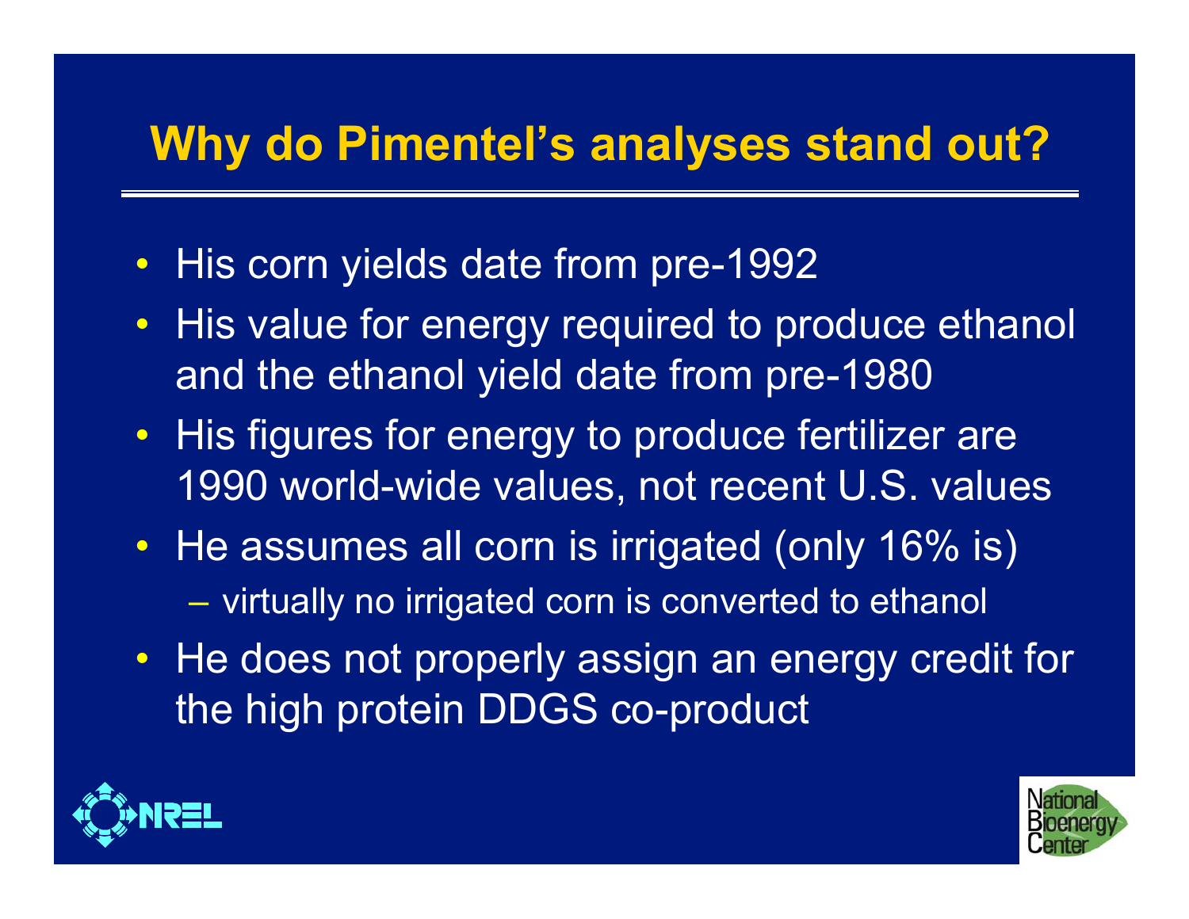# Why do Pimentel's analyses stand out?

- His corn yields date from pre-1992
- His value for energy required to produce ethanol and the ethanol yield date from pre-1980
- His figures for energy to produce fertilizer are 1990 world-wide values, not recent U.S. values
- He assumes all corn is irrigated (only 16% is)
  - virtually no irrigated corn is converted to ethanol
- He does not properly assign an energy credit for the high protein DDGS co-product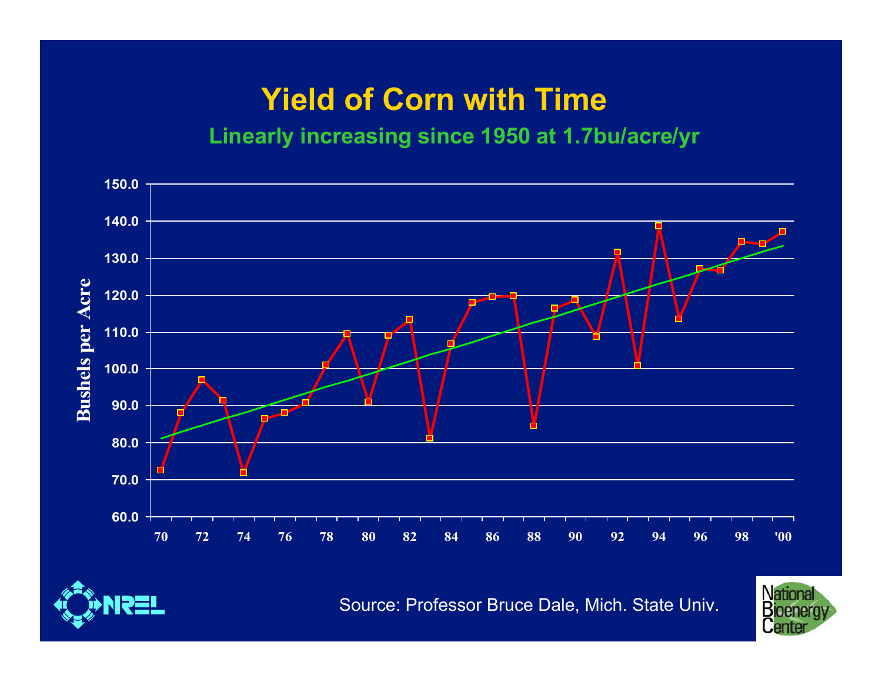# Yield of Corn with Time

## Linearly increasing since 1950 at 1.7bu/acre/yr

Bushels per Acre

150.0
140.0
130.0
120.0
110.0
100.0
90.0
80.0
70.0
60.0

70 72 74 76 78 80 82 84 86 88 90 92 94 96 98 '00

Source: Professor Bruce Dale, Mich. State Univ.

NREL

National Bioenergy Center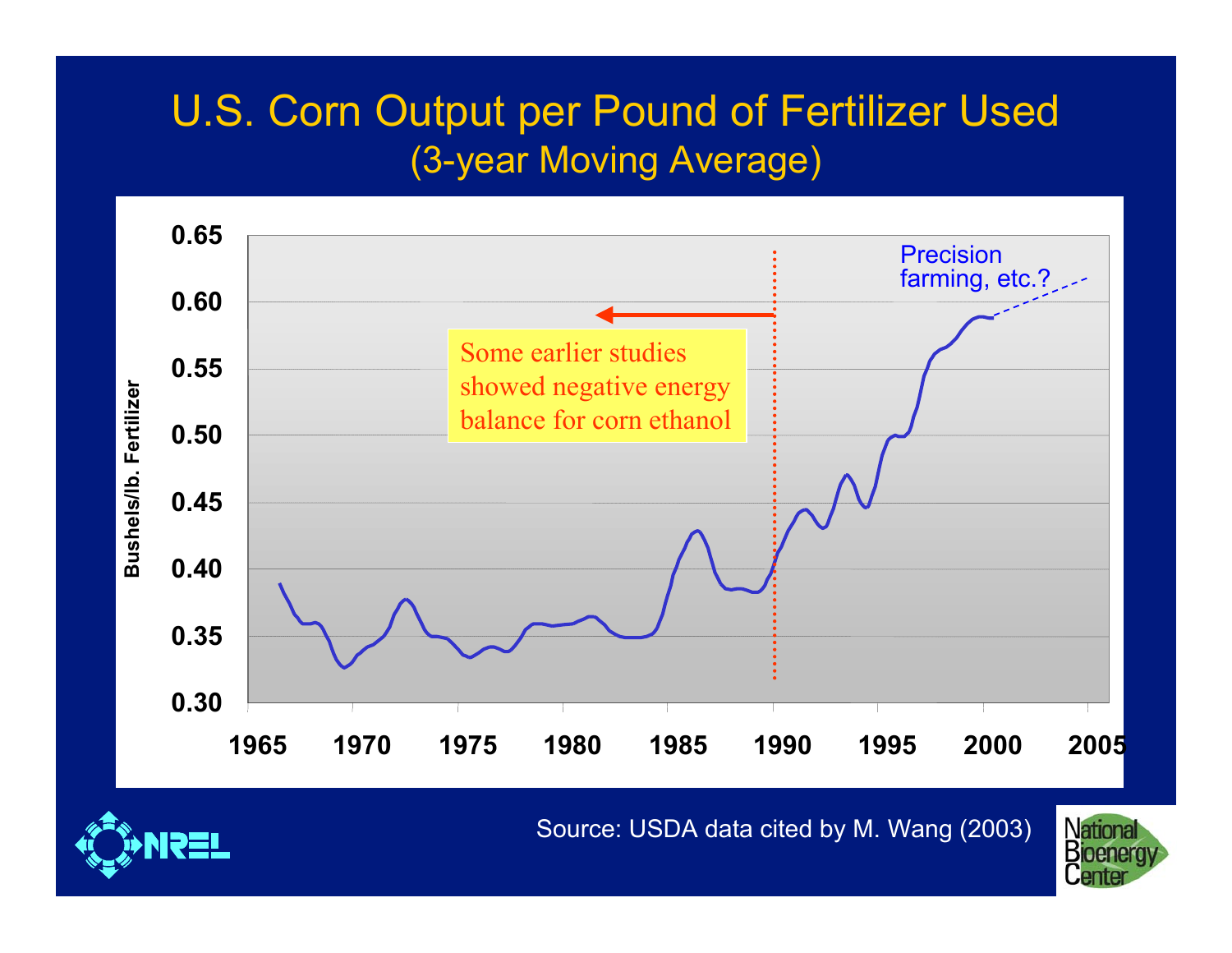# U.S. Corn Output per Pound of Fertilizer Used

## (3-year Moving Average)

Bushels/lb. Fertilizer

0.65
0.60
0.55
0.50
0.45
0.40
0.35
0.30

1965 1970 1975 1980 1985 1990 1995 2000 2005

Some earlier studies showed negative energy balance for corn ethanol

Precision farming, etc.?

Source: USDA data cited by M. Wang (2003)

NREL

National Bioenergy Center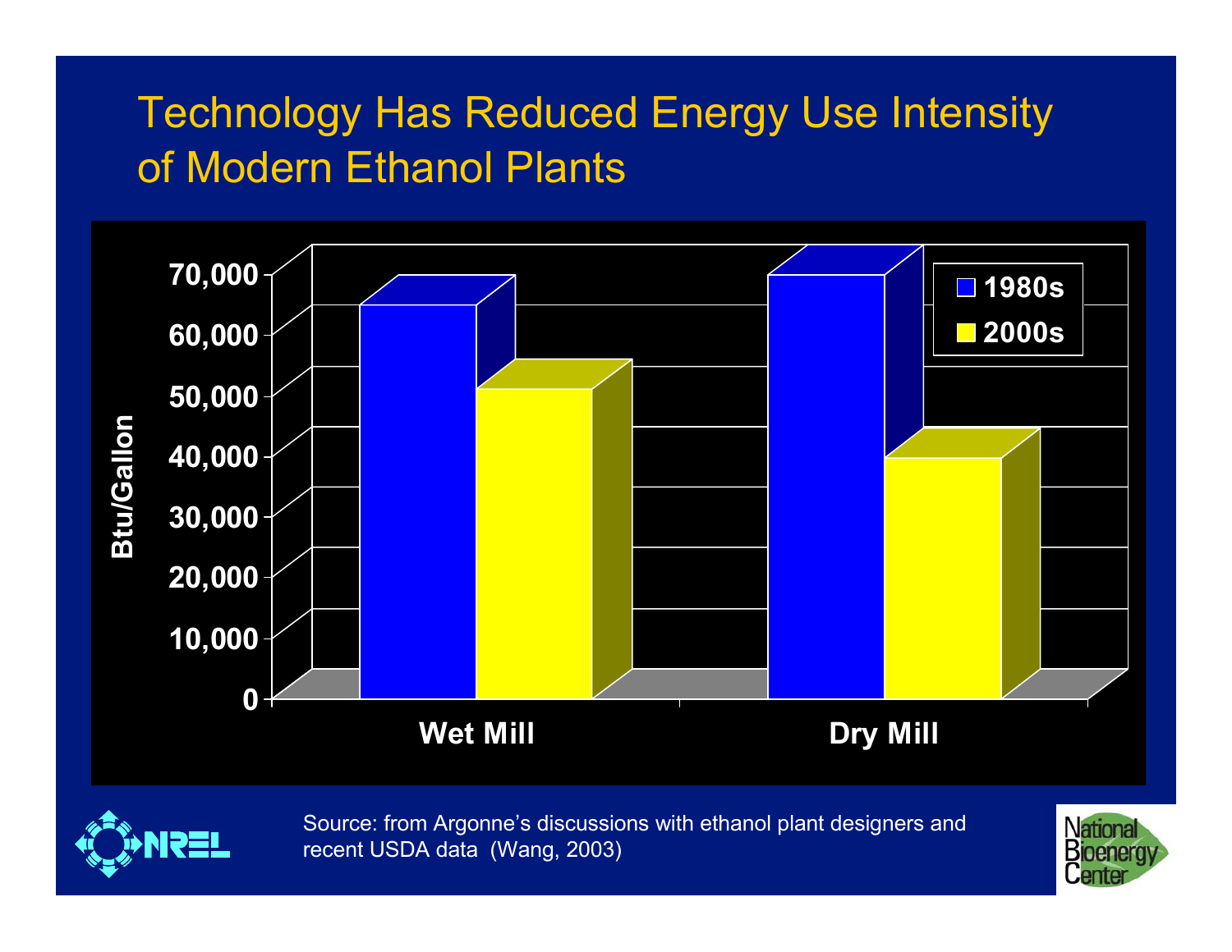# Technology Has Reduced Energy Use Intensity of Modern Ethanol Plants

Btu/Gallon

70,000
60,000
50,000
40,000
30,000
20,000
10,000
0

Wet Mill
Dry Mill

1980s
2000s

Source: from Argonne's discussions with ethanol plant designers and recent USDA data (Wang, 2003)

NREL

National Bioenergy Center